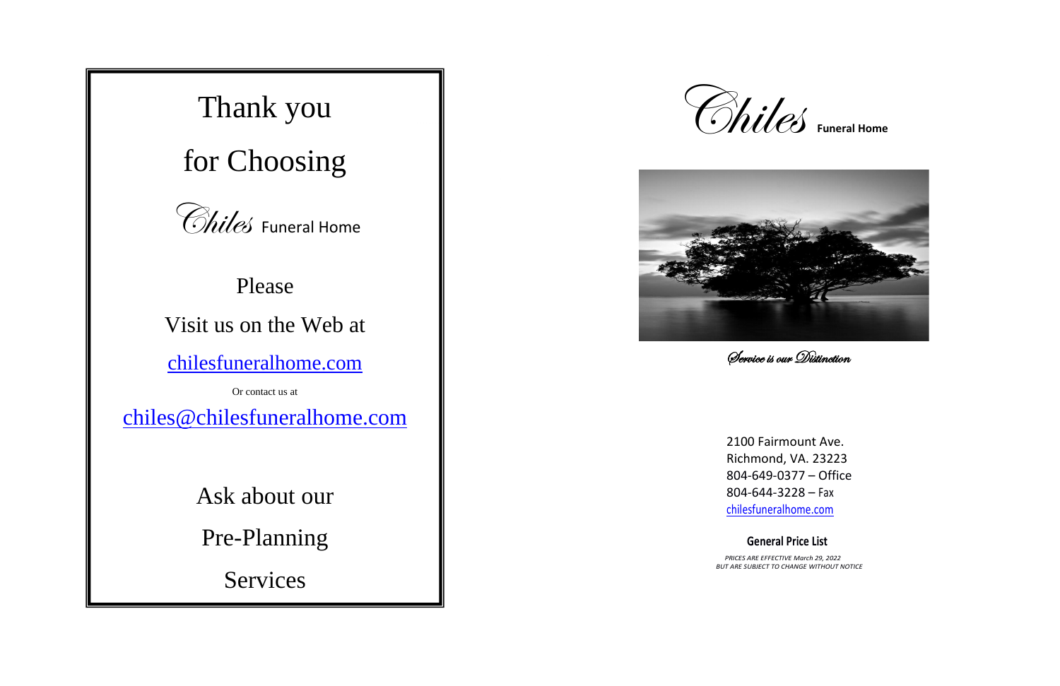# Thank you

# for Choosing

*Chiles* Funeral Home

Please

Visit us on the Web at

chilesfuneralhome.com

Or contact us at

chiles@chilesfuneralhome.com

Ask about our

Pre-Planning

Services

---

# *Chiles* **Funeral Home**

*Service is our Distinction*

2100 Fairmount Ave.
Richmond, VA. 23223
804-649-0377 – Office
804-644-3228 – Fax
chilesfuneralhome.com

**General Price List**

*PRICES ARE EFFECTIVE March 29, 2022*
*BUT ARE SUBJECT TO CHANGE WITHOUT NOTICE*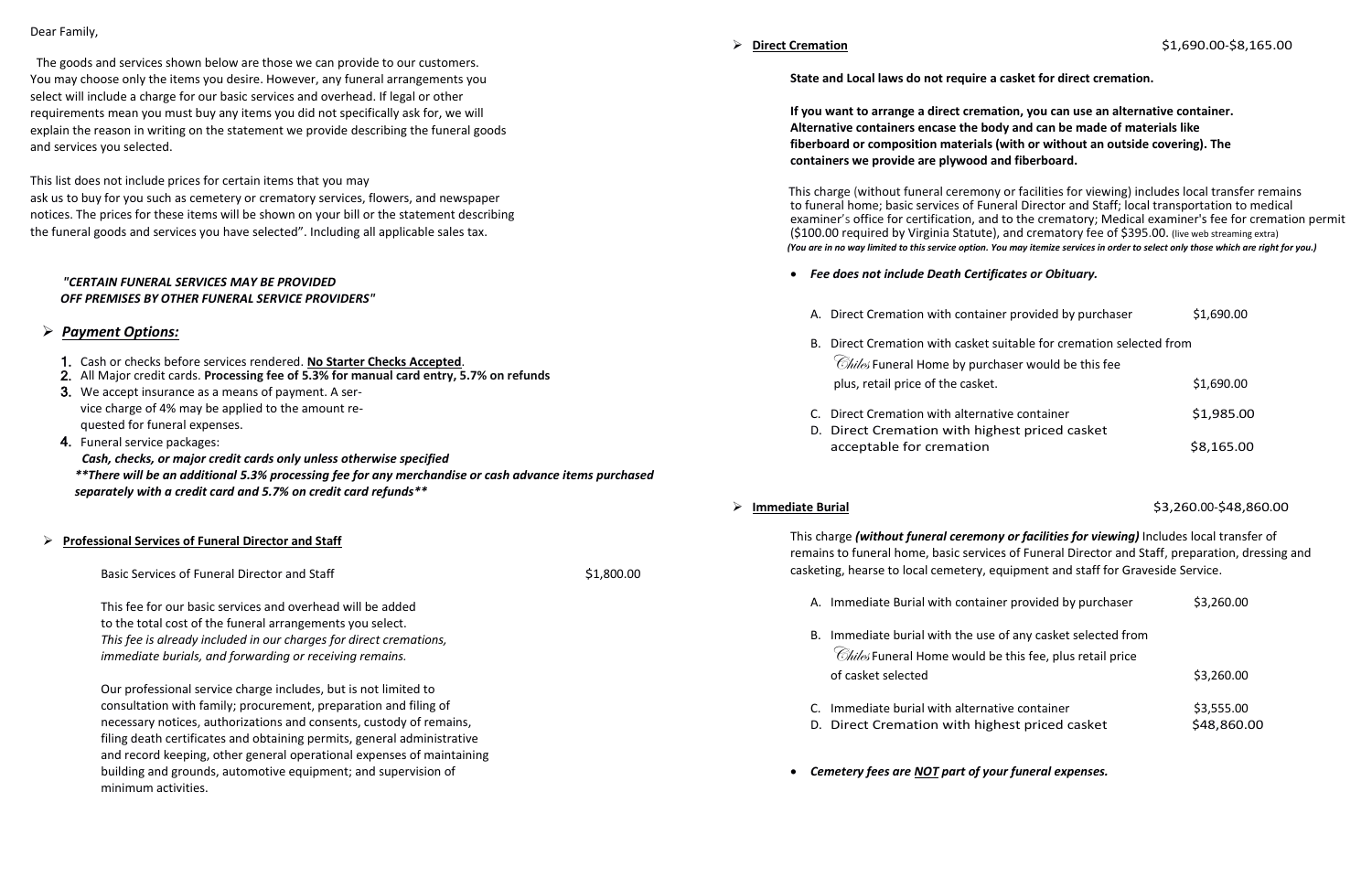Dear Family,

The goods and services shown below are those we can provide to our customers. You may choose only the items you desire. However, any funeral arrangements you select will include a charge for our basic services and overhead. If legal or other requirements mean you must buy any items you did not specifically ask for, we will explain the reason in writing on the statement we provide describing the funeral goods and services you selected.

This list does not include prices for certain items that you may ask us to buy for you such as cemetery or crematory services, flowers, and newspaper notices. The prices for these items will be shown on your bill or the statement describing the funeral goods and services you have selected". Including all applicable sales tax.

*"CERTAIN FUNERAL SERVICES MAY BE PROVIDED OFF PREMISES BY OTHER FUNERAL SERVICE PROVIDERS"*

## ***Payment Options:***

1. Cash or checks before services rendered. **No Starter Checks Accepted**.
2. All Major credit cards. **Processing fee of 5.3% for manual card entry, 5.7% on refunds**
3. We accept insurance as a means of payment. A service charge of 4% may be applied to the amount requested for funeral expenses.
4. Funeral service packages:
   ***Cash, checks, or major credit cards only unless otherwise specified***
   ***\*\*There will be an additional 5.3% processing fee for any merchandise or cash advance items purchased separately with a credit card and 5.7% on credit card refunds\*\****

## **Professional Services of Funeral Director and Staff**

Basic Services of Funeral Director and Staff — $1,800.00

This fee for our basic services and overhead will be added to the total cost of the funeral arrangements you select. *This fee is already included in our charges for direct cremations, immediate burials, and forwarding or receiving remains.*

Our professional service charge includes, but is not limited to consultation with family; procurement, preparation and filing of necessary notices, authorizations and consents, custody of remains, filing death certificates and obtaining permits, general administrative and record keeping, other general operational expenses of maintaining building and grounds, automotive equipment; and supervision of minimum activities.

## **Direct Cremation** — $1,690.00-$8,165.00

**State and Local laws do not require a casket for direct cremation.**

**If you want to arrange a direct cremation, you can use an alternative container. Alternative containers encase the body and can be made of materials like fiberboard or composition materials (with or without an outside covering). The containers we provide are plywood and fiberboard.**

This charge (without funeral ceremony or facilities for viewing) includes local transfer remains to funeral home; basic services of Funeral Director and Staff; local transportation to medical examiner's office for certification, and to the crematory; Medical examiner's fee for cremation permit ($100.00 required by Virginia Statute), and crematory fee of $395.00. (live web streaming extra)
***(You are in no way limited to this service option. You may itemize services in order to select only those which are right for you.)***

- ***Fee does not include Death Certificates or Obituary.***

| | |
|---|---|
| A. Direct Cremation with container provided by purchaser | $1,690.00 |
| B. Direct Cremation with casket suitable for cremation selected from Chiles Funeral Home by purchaser would be this fee plus, retail price of the casket. | $1,690.00 |
| C. Direct Cremation with alternative container | $1,985.00 |
| D. Direct Cremation with highest priced casket acceptable for cremation | $8,165.00 |

## **Immediate Burial** — $3,260.00-$48,860.00

This charge ***(without funeral ceremony or facilities for viewing)*** Includes local transfer of remains to funeral home, basic services of Funeral Director and Staff, preparation, dressing and casketing, hearse to local cemetery, equipment and staff for Graveside Service.

| | |
|---|---|
| A. Immediate Burial with container provided by purchaser | $3,260.00 |
| B. Immediate burial with the use of any casket selected from Chiles Funeral Home would be this fee, plus retail price of casket selected | $3,260.00 |
| C. Immediate burial with alternative container | $3,555.00 |
| D. Direct Cremation with highest priced casket | $48,860.00 |

- ***Cemetery fees are NOT part of your funeral expenses.***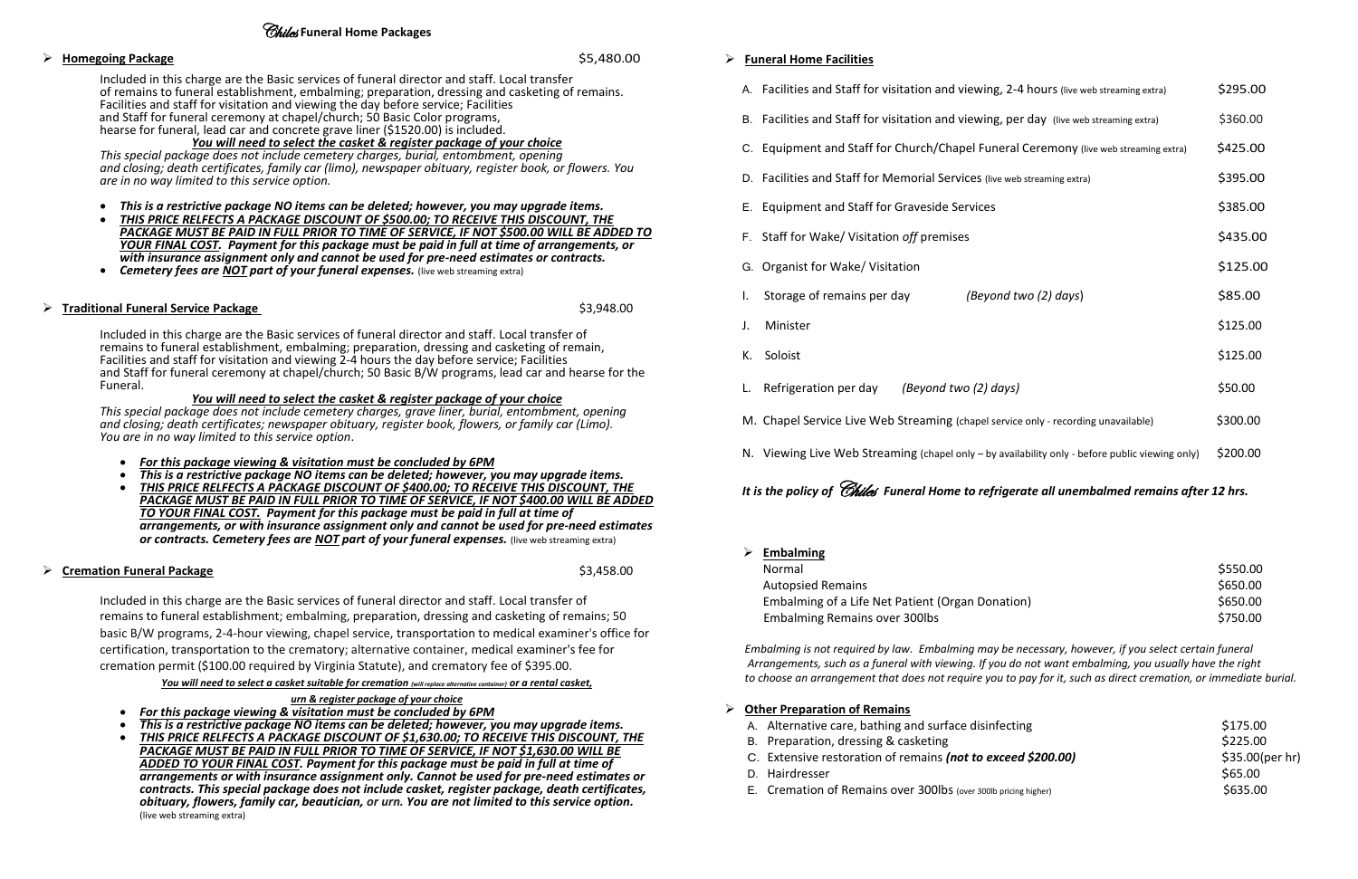# *Chiles* Funeral Home Packages

## Homegoing Package — $5,480.00

Included in this charge are the Basic services of funeral director and staff. Local transfer of remains to funeral establishment, embalming; preparation, dressing and casketing of remains. Facilities and staff for visitation and viewing the day before service; Facilities and Staff for funeral ceremony at chapel/church; 50 Basic Color programs, hearse for funeral, lead car and concrete grave liner ($1520.00) is included.

***<u>You will need to select the casket & register package of your choice</u>***

*This special package does not include cemetery charges, burial, entombment, opening and closing; death certificates, family car (limo), newspaper obituary, register book, or flowers. You are in no way limited to this service option.*

- ***This is a restrictive package NO items can be deleted; however, you may upgrade items.***
- ***<u>THIS PRICE RELFECTS A PACKAGE DISCOUNT OF $500.00; TO RECEIVE THIS DISCOUNT, THE PACKAGE MUST BE PAID IN FULL PRIOR TO TIME OF SERVICE, IF NOT $500.00 WILL BE ADDED TO YOUR FINAL COST.</u> Payment for this package must be paid in full at time of arrangements, or with insurance assignment only and cannot be used for pre-need estimates or contracts.***
- ***Cemetery fees are <u>NOT</u> part of your funeral expenses.*** (live web streaming extra)

## Traditional Funeral Service Package — $3,948.00

Included in this charge are the Basic services of funeral director and staff. Local transfer of remains to funeral establishment, embalming; preparation, dressing and casketing of remain, Facilities and staff for visitation and viewing 2-4 hours the day before service; Facilities and Staff for funeral ceremony at chapel/church; 50 Basic B/W programs, lead car and hearse for the Funeral.

***<u>You will need to select the casket & register package of your choice</u>***

*This special package does not include cemetery charges, grave liner, burial, entombment, opening and closing; death certificates; newspaper obituary, register book, flowers, or family car (Limo). You are in no way limited to this service option.*

- ***<u>For this package viewing & visitation must be concluded by 6PM</u>***
- ***This is a restrictive package NO items can be deleted; however, you may upgrade items.***
- ***<u>THIS PRICE RELFECTS A PACKAGE DISCOUNT OF $400.00; TO RECEIVE THIS DISCOUNT, THE PACKAGE MUST BE PAID IN FULL PRIOR TO TIME OF SERVICE, IF NOT $400.00 WILL BE ADDED TO YOUR FINAL COST.</u> Payment for this package must be paid in full at time of arrangements, or with insurance assignment only and cannot be used for pre-need estimates or contracts. Cemetery fees are <u>NOT</u> part of your funeral expenses.*** (live web streaming extra)

## Cremation Funeral Package — $3,458.00

Included in this charge are the Basic services of funeral director and staff. Local transfer of remains to funeral establishment; embalming, preparation, dressing and casketing of remains; 50 basic B/W programs, 2-4-hour viewing, chapel service, transportation to medical examiner's office for certification, transportation to the crematory; alternative container, medical examiner's fee for cremation permit ($100.00 required by Virginia Statute), and crematory fee of $395.00.

***<u>You will need to select a casket suitable for cremation (will replace alternative container) or a rental casket, urn & register package of your choice</u>***

- ***<u>For this package viewing & visitation must be concluded by 6PM</u>***
- ***This is a restrictive package NO items can be deleted; however, you may upgrade items.***
- ***<u>THIS PRICE RELFECTS A PACKAGE DISCOUNT OF $1,630.00; TO RECEIVE THIS DISCOUNT, THE PACKAGE MUST BE PAID IN FULL PRIOR TO TIME OF SERVICE, IF NOT $1,630.00 WILL BE ADDED TO YOUR FINAL COST</u>. Payment for this package must be paid in full at time of arrangements or with insurance assignment only. Cannot be used for pre-need estimates or contracts. This special package does not include casket, register package, death certificates, obituary, flowers, family car, beautician, or urn. You are not limited to this service option.*** (live web streaming extra)

## Funeral Home Facilities

| Item | Price |
|---|---|
| A. Facilities and Staff for visitation and viewing, 2-4 hours (live web streaming extra) | $295.00 |
| B. Facilities and Staff for visitation and viewing, per day (live web streaming extra) | $360.00 |
| C. Equipment and Staff for Church/Chapel Funeral Ceremony (live web streaming extra) | $425.00 |
| D. Facilities and Staff for Memorial Services (live web streaming extra) | $395.00 |
| E. Equipment and Staff for Graveside Services | $385.00 |
| F. Staff for Wake/ Visitation *off* premises | $435.00 |
| G. Organist for Wake/ Visitation | $125.00 |
| I. Storage of remains per day *(Beyond two (2) days)* | $85.00 |
| J. Minister | $125.00 |
| K. Soloist | $125.00 |
| L. Refrigeration per day *(Beyond two (2) days)* | $50.00 |
| M. Chapel Service Live Web Streaming (chapel service only - recording unavailable) | $300.00 |
| N. Viewing Live Web Streaming (chapel only – by availability only - before public viewing only) | $200.00 |

***It is the policy of Chiles Funeral Home to refrigerate all unembalmed remains after 12 hrs.***

## Embalming

| Item | Price |
|---|---|
| Normal | $550.00 |
| Autopsied Remains | $650.00 |
| Embalming of a Life Net Patient (Organ Donation) | $650.00 |
| Embalming Remains over 300lbs | $750.00 |

*Embalming is not required by law. Embalming may be necessary, however, if you select certain funeral Arrangements, such as a funeral with viewing. If you do not want embalming, you usually have the right to choose an arrangement that does not require you to pay for it, such as direct cremation, or immediate burial.*

## Other Preparation of Remains

| Item | Price |
|---|---|
| A. Alternative care, bathing and surface disinfecting | $175.00 |
| B. Preparation, dressing & casketing | $225.00 |
| C. Extensive restoration of remains ***(not to exceed $200.00)*** | $35.00(per hr) |
| D. Hairdresser | $65.00 |
| E. Cremation of Remains over 300lbs (over 300lb pricing higher) | $635.00 |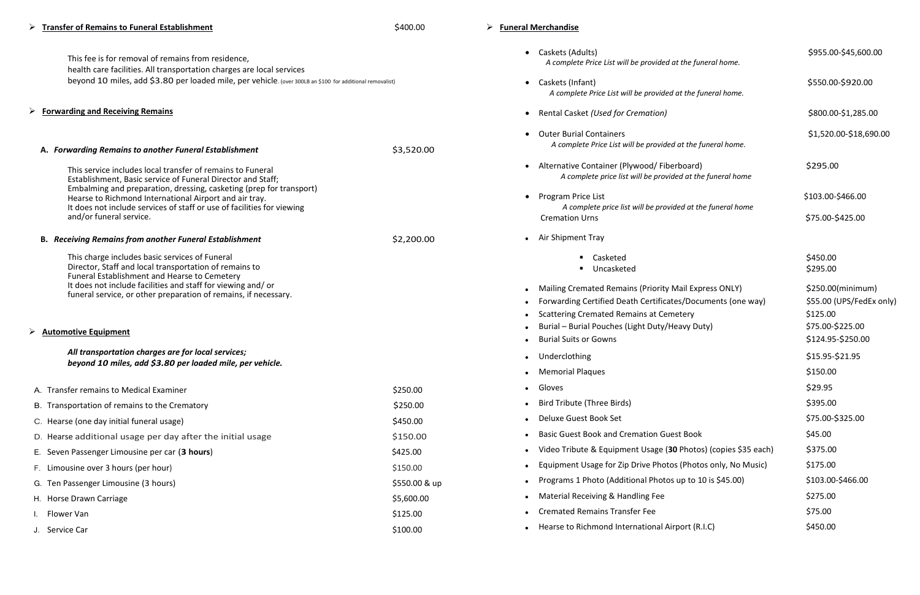## Transfer of Remains to Funeral Establishment — $400.00

This fee is for removal of remains from residence, health care facilities. All transportation charges are local services beyond 10 miles, add $3.80 per loaded mile, per vehicle. (over 300LB an $100 for additional removalist)

## Forwarding and Receiving Remains

### A. *Forwarding Remains to another Funeral Establishment* — $3,520.00

This service includes local transfer of remains to Funeral Establishment, Basic service of Funeral Director and Staff; Embalming and preparation, dressing, casketing (prep for transport) Hearse to Richmond International Airport and air tray. It does not include services of staff or use of facilities for viewing and/or funeral service.

### B. *Receiving Remains from another Funeral Establishment* — $2,200.00

This charge includes basic services of Funeral Director, Staff and local transportation of remains to Funeral Establishment and Hearse to Cemetery It does not include facilities and staff for viewing and/ or funeral service, or other preparation of remains, if necessary.

## Automotive Equipment

***All transportation charges are for local services; beyond 10 miles, add $3.80 per loaded mile, per vehicle.***

| | |
|---|---|
| A. Transfer remains to Medical Examiner | $250.00 |
| B. Transportation of remains to the Crematory | $250.00 |
| C. Hearse (one day initial funeral usage) | $450.00 |
| D. Hearse additional usage per day after the initial usage | $150.00 |
| E. Seven Passenger Limousine per car (**3 hours**) | $425.00 |
| F. Limousine over 3 hours (per hour) | $150.00 |
| G. Ten Passenger Limousine (3 hours) | $550.00 & up |
| H. Horse Drawn Carriage | $5,600.00 |
| I. Flower Van | $125.00 |
| J. Service Car | $100.00 |

## Funeral Merchandise

| | |
|---|---|
| Caskets (Adults) *A complete Price List will be provided at the funeral home.* | $955.00-$45,600.00 |
| Caskets (Infant) *A complete Price List will be provided at the funeral home.* | $550.00-$920.00 |
| Rental Casket *(Used for Cremation)* | $800.00-$1,285.00 |
| Outer Burial Containers *A complete Price List will be provided at the funeral home.* | $1,520.00-$18,690.00 |
| Alternative Container (Plywood/ Fiberboard) *A complete price list will be provided at the funeral home* | $295.00 |
| Program Price List *A complete price list will be provided at the funeral home* | $103.00-$466.00 |
| Cremation Urns | $75.00-$425.00 |
| Air Shipment Tray | |
| ▪ Casketed | $450.00 |
| ▪ Uncasketed | $295.00 |
| Mailing Cremated Remains (Priority Mail Express ONLY) | $250.00(minimum) |
| Forwarding Certified Death Certificates/Documents (one way) | $55.00 (UPS/FedEx only) |
| Scattering Cremated Remains at Cemetery | $125.00 |
| Burial – Burial Pouches (Light Duty/Heavy Duty) | $75.00-$225.00 |
| Burial Suits or Gowns | $124.95-$250.00 |
| Underclothing | $15.95-$21.95 |
| Memorial Plaques | $150.00 |
| Gloves | $29.95 |
| Bird Tribute (Three Birds) | $395.00 |
| Deluxe Guest Book Set | $75.00-$325.00 |
| Basic Guest Book and Cremation Guest Book | $45.00 |
| Video Tribute & Equipment Usage (**30** Photos) (copies $35 each) | $375.00 |
| Equipment Usage for Zip Drive Photos (Photos only, No Music) | $175.00 |
| Programs 1 Photo (Additional Photos up to 10 is $45.00) | $103.00-$466.00 |
| Material Receiving & Handling Fee | $275.00 |
| Cremated Remains Transfer Fee | $75.00 |
| Hearse to Richmond International Airport (R.I.C) | $450.00 |